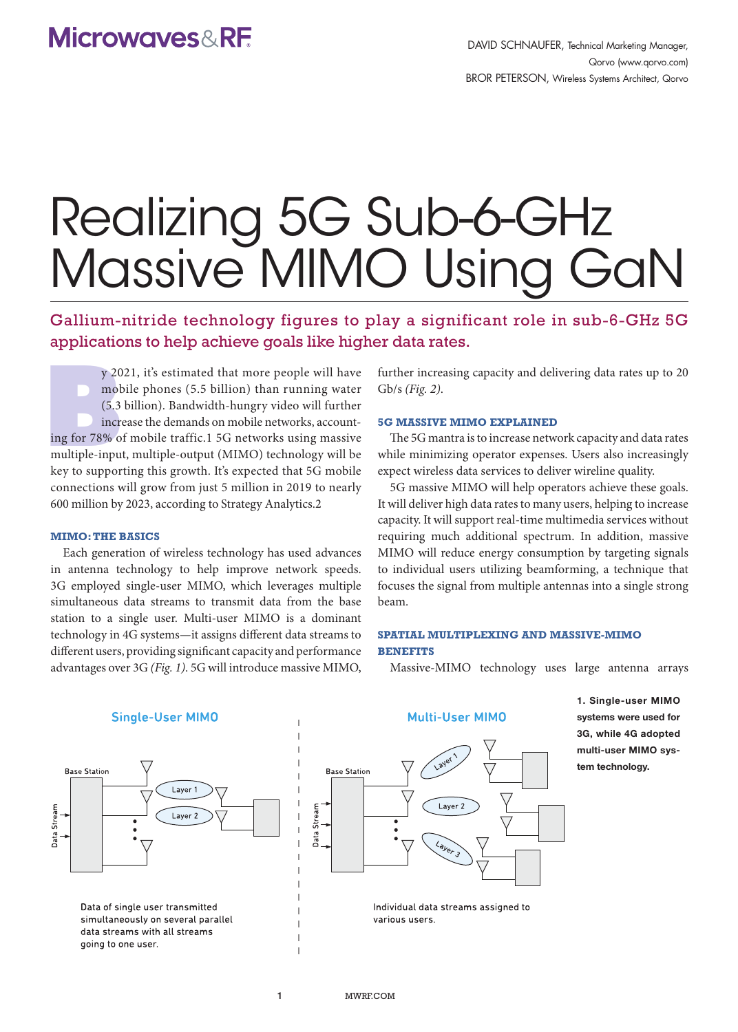DAVID SCHNAUFER, Technical Marketing Manager, Qorvo (www.qorvo.com)
BROR PETERSON, Wireless Systems Architect, Qorvo

# Realizing 5G Sub-6-GHz Massive MIMO Using GaN

## Gallium-nitride technology figures to play a significant role in sub-6-GHz 5G applications to help achieve goals like higher data rates.

By 2021, it's estimated that more people will have mobile phones (5.5 billion) than running water (5.3 billion). Bandwidth-hungry video will further increase the demands on mobile networks, accounting for 78% of mobile traffic.[1] 5G networks using massive multiple-input, multiple-output (MIMO) technology will be key to supporting this growth. It's expected that 5G mobile connections will grow from just 5 million in 2019 to nearly 600 million by 2023, according to Strategy Analytics.[2]

### MIMO: THE BASICS

Each generation of wireless technology has used advances in antenna technology to help improve network speeds. 3G employed single-user MIMO, which leverages multiple simultaneous data streams to transmit data from the base station to a single user. Multi-user MIMO is a dominant technology in 4G systems—it assigns different data streams to different users, providing significant capacity and performance advantages over 3G *(Fig. 1)*. 5G will introduce massive MIMO, further increasing capacity and delivering data rates up to 20 Gb/s *(Fig. 2)*.

### 5G MASSIVE MIMO EXPLAINED

The 5G mantra is to increase network capacity and data rates while minimizing operator expenses. Users also increasingly expect wireless data services to deliver wireline quality.

5G massive MIMO will help operators achieve these goals. It will deliver high data rates to many users, helping to increase capacity. It will support real-time multimedia services without requiring much additional spectrum. In addition, massive MIMO will reduce energy consumption by targeting signals to individual users utilizing beamforming, a technique that focuses the signal from multiple antennas into a single strong beam.

### SPATIAL MULTIPLEXING AND MASSIVE-MIMO BENEFITS

Massive-MIMO technology uses large antenna arrays

**1. Single-user MIMO systems were used for 3G, while 4G adopted multi-user MIMO system technology.**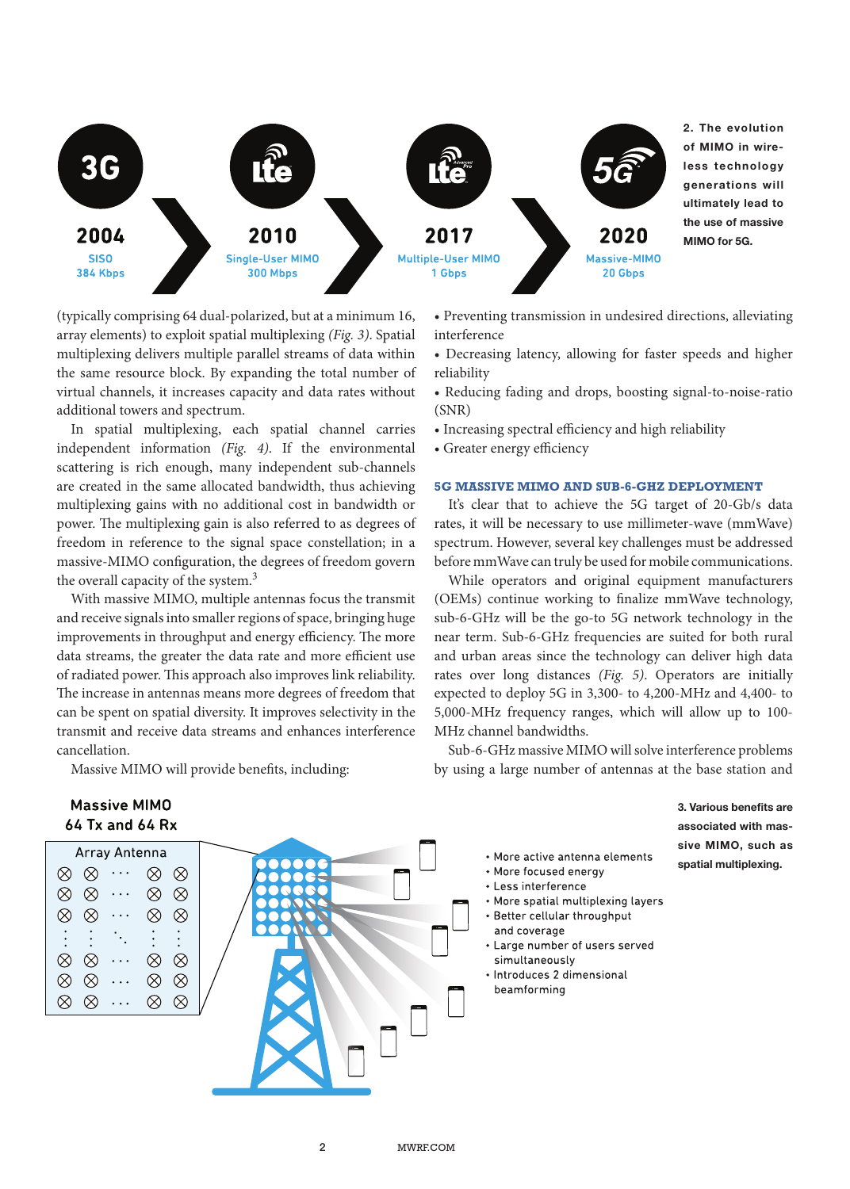| 3G | LTE | LTE Advanced Pro | 5G |
|---|---|---|---|
| 2004 | 2010 | 2017 | 2020 |
| SISO | Single-User MIMO | Multiple-User MIMO | Massive-MIMO |
| 384 Kbps | 300 Mbps | 1 Gbps | 20 Gbps |

**2. The evolution of MIMO in wireless technology generations will ultimately lead to the use of massive MIMO for 5G.**

(typically comprising 64 dual-polarized, but at a minimum 16, array elements) to exploit spatial multiplexing *(Fig. 3)*. Spatial multiplexing delivers multiple parallel streams of data within the same resource block. By expanding the total number of virtual channels, it increases capacity and data rates without additional towers and spectrum.

In spatial multiplexing, each spatial channel carries independent information *(Fig. 4)*. If the environmental scattering is rich enough, many independent sub-channels are created in the same allocated bandwidth, thus achieving multiplexing gains with no additional cost in bandwidth or power. The multiplexing gain is also referred to as degrees of freedom in reference to the signal space constellation; in a massive-MIMO configuration, the degrees of freedom govern the overall capacity of the system.[3]

With massive MIMO, multiple antennas focus the transmit and receive signals into smaller regions of space, bringing huge improvements in throughput and energy efficiency. The more data streams, the greater the data rate and more efficient use of radiated power. This approach also improves link reliability. The increase in antennas means more degrees of freedom that can be spent on spatial diversity. It improves selectivity in the transmit and receive data streams and enhances interference cancellation.

Massive MIMO will provide benefits, including:

- Preventing transmission in undesired directions, alleviating interference
- Decreasing latency, allowing for faster speeds and higher reliability
- Reducing fading and drops, boosting signal-to-noise-ratio (SNR)
- Increasing spectral efficiency and high reliability
- Greater energy efficiency

### 5G MASSIVE MIMO AND SUB-6-GHZ DEPLOYMENT

It's clear that to achieve the 5G target of 20-Gb/s data rates, it will be necessary to use millimeter-wave (mmWave) spectrum. However, several key challenges must be addressed before mmWave can truly be used for mobile communications.

While operators and original equipment manufacturers (OEMs) continue working to finalize mmWave technology, sub-6-GHz will be the go-to 5G network technology in the near term. Sub-6-GHz frequencies are suited for both rural and urban areas since the technology can deliver high data rates over long distances *(Fig. 5)*. Operators are initially expected to deploy 5G in 3,300- to 4,200-MHz and 4,400- to 5,000-MHz frequency ranges, which will allow up to 100-MHz channel bandwidths.

Sub-6-GHz massive MIMO will solve interference problems by using a large number of antennas at the base station and

Massive MIMO
64 Tx and 64 Rx

Array Antenna

- More active antenna elements
- More focused energy
- Less interference
- More spatial multiplexing layers
- Better cellular throughput and coverage
- Large number of users served simultaneously
- Introduces 2 dimensional beamforming

**3. Various benefits are associated with massive MIMO, such as spatial multiplexing.**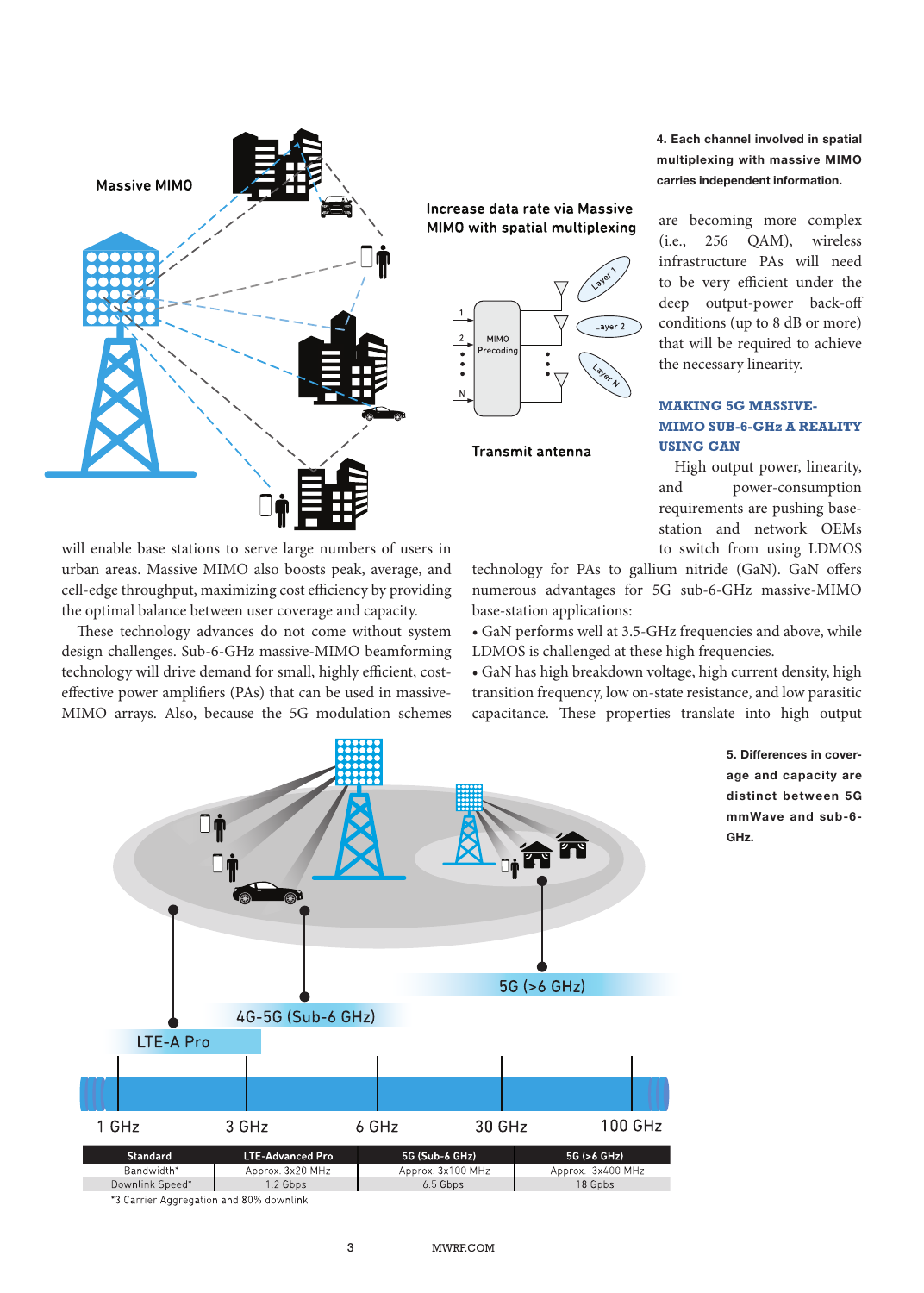4. Each channel involved in spatial multiplexing with massive MIMO carries independent information.

will enable base stations to serve large numbers of users in urban areas. Massive MIMO also boosts peak, average, and cell-edge throughput, maximizing cost efficiency by providing the optimal balance between user coverage and capacity.

These technology advances do not come without system design challenges. Sub-6-GHz massive-MIMO beamforming technology will drive demand for small, highly efficient, cost-effective power amplifiers (PAs) that can be used in massive-MIMO arrays. Also, because the 5G modulation schemes are becoming more complex (i.e., 256 QAM), wireless infrastructure PAs will need to be very efficient under the deep output-power back-off conditions (up to 8 dB or more) that will be required to achieve the necessary linearity.

## MAKING 5G MASSIVE-MIMO SUB-6-GHz A REALITY USING GaN

High output power, linearity, and power-consumption requirements are pushing base-station and network OEMs to switch from using LDMOS technology for PAs to gallium nitride (GaN). GaN offers numerous advantages for 5G sub-6-GHz massive-MIMO base-station applications:

- GaN performs well at 3.5-GHz frequencies and above, while LDMOS is challenged at these high frequencies.
- GaN has high breakdown voltage, high current density, high transition frequency, low on-state resistance, and low parasitic capacitance. These properties translate into high output

5. Differences in coverage and capacity are distinct between 5G mmWave and sub-6-GHz.

| Standard | LTE-Advanced Pro | 5G (Sub-6 GHz) | 5G (>6 GHz) |
|---|---|---|---|
| Bandwidth* | Approx. 3x20 MHz | Approx. 3x100 MHz | Approx. 3x400 MHz |
| Downlink Speed* | 1.2 Gbps | 6.5 Gbps | 18 Gpbs |

*3 Carrier Aggregation and 80% downlink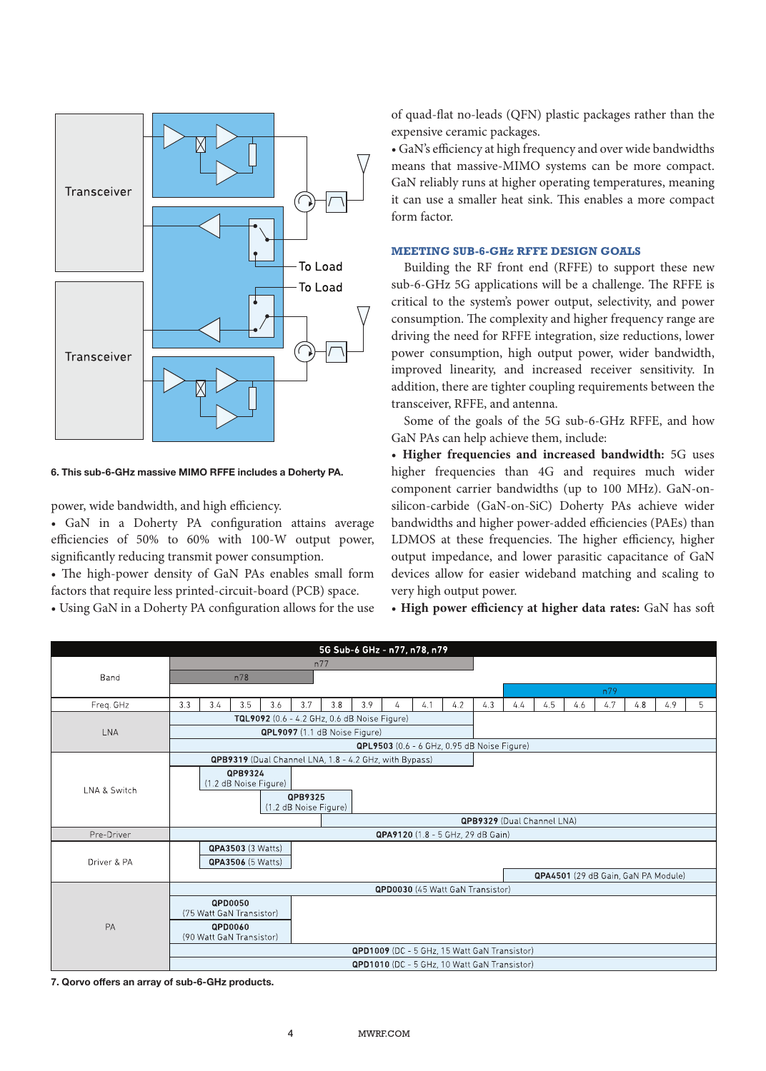6. This sub-6-GHz massive MIMO RFFE includes a Doherty PA.

power, wide bandwidth, and high efficiency.

- GaN in a Doherty PA configuration attains average efficiencies of 50% to 60% with 100-W output power, significantly reducing transmit power consumption.
- The high-power density of GaN PAs enables small form factors that require less printed-circuit-board (PCB) space.
- Using GaN in a Doherty PA configuration allows for the use of quad-flat no-leads (QFN) plastic packages rather than the expensive ceramic packages.
- GaN's efficiency at high frequency and over wide bandwidths means that massive-MIMO systems can be more compact. GaN reliably runs at higher operating temperatures, meaning it can use a smaller heat sink. This enables a more compact form factor.

### MEETING SUB-6-GHz RFFE DESIGN GOALS

Building the RF front end (RFFE) to support these new sub-6-GHz 5G applications will be a challenge. The RFFE is critical to the system's power output, selectivity, and power consumption. The complexity and higher frequency range are driving the need for RFFE integration, size reductions, lower power consumption, high output power, wider bandwidth, improved linearity, and increased receiver sensitivity. In addition, there are tighter coupling requirements between the transceiver, RFFE, and antenna.

Some of the goals of the 5G sub-6-GHz RFFE, and how GaN PAs can help achieve them, include:

- **Higher frequencies and increased bandwidth:** 5G uses higher frequencies than 4G and requires much wider component carrier bandwidths (up to 100 MHz). GaN-on-silicon-carbide (GaN-on-SiC) Doherty PAs achieve wider bandwidths and higher power-added efficiencies (PAEs) than LDMOS at these frequencies. The higher efficiency, higher output impedance, and lower parasitic capacitance of GaN devices allow for easier wideband matching and scaling to very high output power.
- **High power efficiency at higher data rates:** GaN has soft

| 5G Sub-6 GHz - n77, n78, n79 | |
|---|---|
| Band | n77 (3.3 - 4.2 GHz); n78 (3.3 - 3.8 GHz); n79 (4.4 - 5 GHz) |
| Freq. GHz | 3.3, 3.4, 3.5, 3.6, 3.7, 3.8, 3.9, 4, 4.1, 4.2, 4.3, 4.4, 4.5, 4.6, 4.7, 4.8, 4.9, 5 |
| LNA | **TQL9092** (0.6 - 4.2 GHz, 0.6 dB Noise Figure) |
| | **QPL9097** (1.1 dB Noise Figure) |
| | **QPL9503** (0.6 - 6 GHz, 0.95 dB Noise Figure) |
| LNA & Switch | **QPB9319** (Dual Channel LNA, 1.8 - 4.2 GHz, with Bypass) |
| | **QPB9324** (1.2 dB Noise Figure) |
| | **QPB9325** (1.2 dB Noise Figure) |
| | **QPB9329** (Dual Channel LNA) |
| Pre-Driver | **QPA9120** (1.8 - 5 GHz, 29 dB Gain) |
| Driver & PA | **QPA3503** (3 Watts) |
| | **QPA3506** (5 Watts) |
| | **QPA4501** (29 dB Gain, GaN PA Module) |
| PA | **QPD0030** (45 Watt GaN Transistor) |
| | **QPD0050** (75 Watt GaN Transistor) |
| | **QPD0060** (90 Watt GaN Transistor) |
| | **QPD1009** (DC - 5 GHz, 15 Watt GaN Transistor) |
| | **QPD1010** (DC - 5 GHz, 10 Watt GaN Transistor) |

7. Qorvo offers an array of sub-6-GHz products.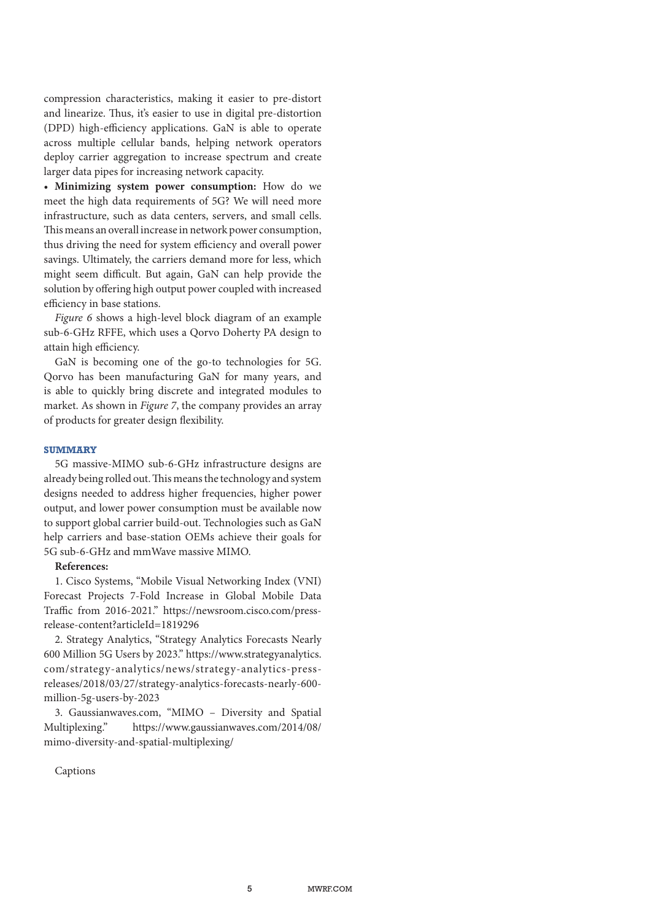compression characteristics, making it easier to pre-distort and linearize. Thus, it's easier to use in digital pre-distortion (DPD) high-efficiency applications. GaN is able to operate across multiple cellular bands, helping network operators deploy carrier aggregation to increase spectrum and create larger data pipes for increasing network capacity.

- **Minimizing system power consumption:** How do we meet the high data requirements of 5G? We will need more infrastructure, such as data centers, servers, and small cells. This means an overall increase in network power consumption, thus driving the need for system efficiency and overall power savings. Ultimately, the carriers demand more for less, which might seem difficult. But again, GaN can help provide the solution by offering high output power coupled with increased efficiency in base stations.

*Figure 6* shows a high-level block diagram of an example sub-6-GHz RFFE, which uses a Qorvo Doherty PA design to attain high efficiency.

GaN is becoming one of the go-to technologies for 5G. Qorvo has been manufacturing GaN for many years, and is able to quickly bring discrete and integrated modules to market. As shown in *Figure 7*, the company provides an array of products for greater design flexibility.

## SUMMARY

5G massive-MIMO sub-6-GHz infrastructure designs are already being rolled out. This means the technology and system designs needed to address higher frequencies, higher power output, and lower power consumption must be available now to support global carrier build-out. Technologies such as GaN help carriers and base-station OEMs achieve their goals for 5G sub-6-GHz and mmWave massive MIMO.

**References:**

1. Cisco Systems, "Mobile Visual Networking Index (VNI) Forecast Projects 7-Fold Increase in Global Mobile Data Traffic from 2016-2021." https://newsroom.cisco.com/press-release-content?articleId=1819296

2. Strategy Analytics, "Strategy Analytics Forecasts Nearly 600 Million 5G Users by 2023." https://www.strategyanalytics.com/strategy-analytics/news/strategy-analytics-press-releases/2018/03/27/strategy-analytics-forecasts-nearly-600-million-5g-users-by-2023

3. Gaussianwaves.com, "MIMO – Diversity and Spatial Multiplexing." https://www.gaussianwaves.com/2014/08/mimo-diversity-and-spatial-multiplexing/

Captions